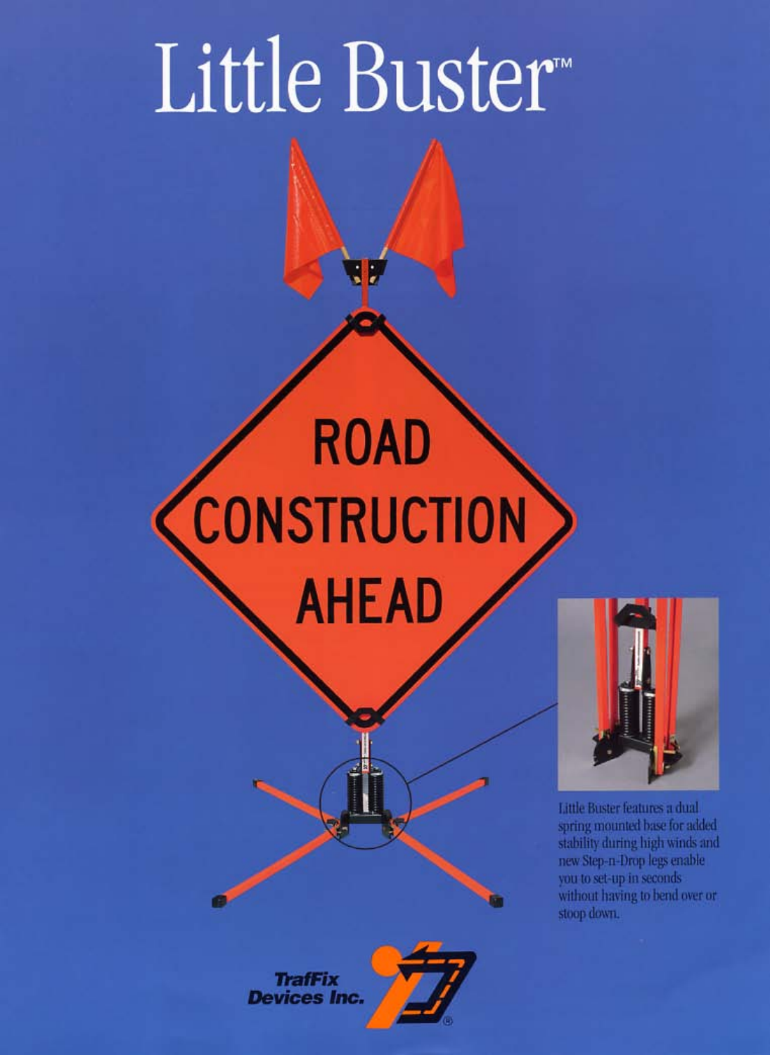# Little Buster™

ROAD CONSTRUCTION AHEAD

Little Buster features a dual spring mounted base for added stability during high winds and new Step-n-Drop legs enable you to set-up in seconds without having to bend over or stoop down.

TrafFix Devices Inc.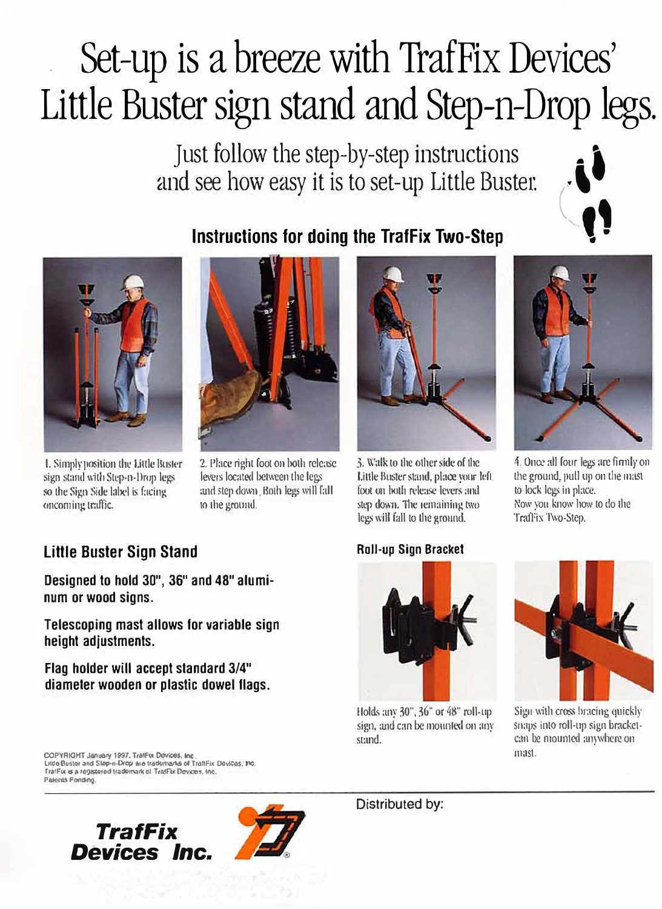# Set-up is a breeze with TrafFix Devices' Little Buster sign stand and Step-n-Drop legs.

Just follow the step-by-step instructions and see how easy it is to set-up Little Buster.

## Instructions for doing the TrafFix Two-Step

1. Simply position the Little Buster sign stand with Step-n-Drop legs so the Sign Side label is facing oncoming traffic.

2. Place right foot on both release levers located between the legs and step down. Both legs will fall to the ground.

3. Walk to the other side of the Little Buster stand, place your left foot on both release levers and step down. The remaining two legs will fall to the ground.

4. Once all four legs are firmly on the ground, pull up on the mast to lock legs in place. Now you know how to do the TrafFix Two-Step.

## Little Buster Sign Stand

**Designed to hold 30", 36" and 48" aluminum or wood signs.**

**Telescoping mast allows for variable sign height adjustments.**

**Flag holder will accept standard 3/4" diameter wooden or plastic dowel flags.**

## Roll-up Sign Bracket

Holds any 30", 36" or 48" roll-up sign, and can be mounted on any stand.

Sign with cross bracing quickly snaps into roll-up sign bracket- can be mounted anywhere on mast.

COPYRIGHT January 1997. TrafFix Devices, Inc.
Little Buster and Step-n-Drop are trademarks of TrafFix Devices, Inc.
TrafFix is a registered trademark of TrafFix Devices, Inc.
Patents Pending.

Distributed by:

**TrafFix Devices Inc.**